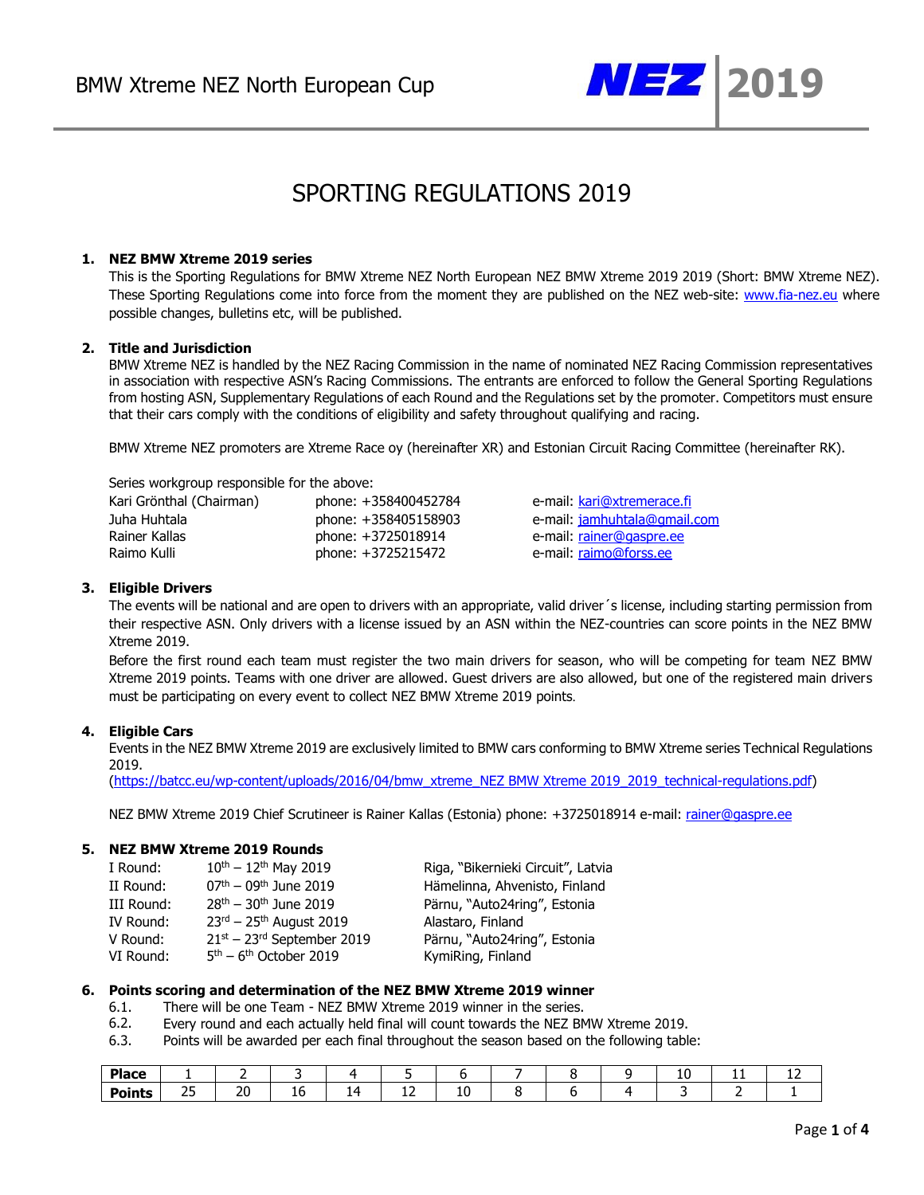# SPORTING REGULATIONS 2019

## 1. NEZ BMW Xtreme 2019 series

This is the Sporting Regulations for BMW Xtreme NEZ North European NEZ BMW Xtreme 2019 2019 (Short: BMW Xtreme NEZ). These Sporting Regulations come into force from the moment they are published on the NEZ web-site: [www.fia-nez.eu](http://www.fia-nez.eu) where possible changes, bulletins etc, will be published.

## 2. Title and Jurisdiction

BMW Xtreme NEZ is handled by the NEZ Racing Commission in the name of nominated NEZ Racing Commission representatives in association with respective ASN's Racing Commissions. The entrants are enforced to follow the General Sporting Regulations from hosting ASN, Supplementary Regulations of each Round and the Regulations set by the promoter. Competitors must ensure that their cars comply with the conditions of eligibility and safety throughout qualifying and racing.

BMW Xtreme NEZ promoters are Xtreme Race oy (hereinafter XR) and Estonian Circuit Racing Committee (hereinafter RK).

Series workgroup responsible for the above:

| | | |
|---|---|---|
| Kari Grönthal (Chairman) | phone: +358400452784 | e-mail: kari@xtremerace.fi |
| Juha Huhtala | phone: +358405158903 | e-mail: jamhuhtala@gmail.com |
| Rainer Kallas | phone: +3725018914 | e-mail: rainer@gaspre.ee |
| Raimo Kulli | phone: +3725215472 | e-mail: raimo@forss.ee |

## 3. Eligible Drivers

The events will be national and are open to drivers with an appropriate, valid driver´s license, including starting permission from their respective ASN. Only drivers with a license issued by an ASN within the NEZ-countries can score points in the NEZ BMW Xtreme 2019.

Before the first round each team must register the two main drivers for season, who will be competing for team NEZ BMW Xtreme 2019 points. Teams with one driver are allowed. Guest drivers are also allowed, but one of the registered main drivers must be participating on every event to collect NEZ BMW Xtreme 2019 points.

## 4. Eligible Cars

Events in the NEZ BMW Xtreme 2019 are exclusively limited to BMW cars conforming to BMW Xtreme series Technical Regulations 2019.
(https://batcc.eu/wp-content/uploads/2016/04/bmw_xtreme_NEZ BMW Xtreme 2019_2019_technical-regulations.pdf)

NEZ BMW Xtreme 2019 Chief Scrutineer is Rainer Kallas (Estonia) phone: +3725018914 e-mail: rainer@gaspre.ee

## 5. NEZ BMW Xtreme 2019 Rounds

| | | |
|---|---|---|
| I Round: | 10th – 12th May 2019 | Riga, "Bikernieki Circuit", Latvia |
| II Round: | 07th – 09th June 2019 | Hämelinna, Ahvenisto, Finland |
| III Round: | 28th – 30th June 2019 | Pärnu, "Auto24ring", Estonia |
| IV Round: | 23rd – 25th August 2019 | Alastaro, Finland |
| V Round: | 21st – 23rd September 2019 | Pärnu, "Auto24ring", Estonia |
| VI Round: | 5th – 6th October 2019 | KymiRing, Finland |

## 6. Points scoring and determination of the NEZ BMW Xtreme 2019 winner

6.1. There will be one Team - NEZ BMW Xtreme 2019 winner in the series.

6.2. Every round and each actually held final will count towards the NEZ BMW Xtreme 2019.

6.3. Points will be awarded per each final throughout the season based on the following table:

| **Place** | 1 | 2 | 3 | 4 | 5 | 6 | 7 | 8 | 9 | 10 | 11 | 12 |
|---|---|---|---|---|---|---|---|---|---|---|---|---|
| **Points** | 25 | 20 | 16 | 14 | 12 | 10 | 8 | 6 | 4 | 3 | 2 | 1 |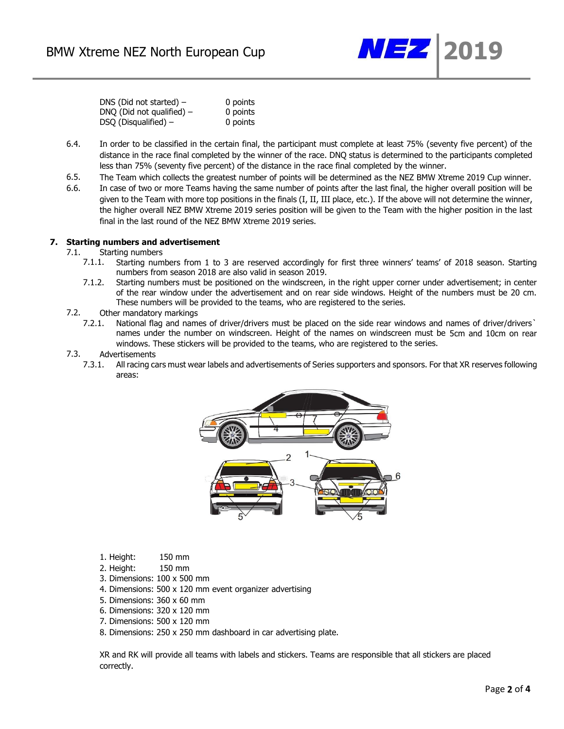DNS (Did not started) – 0 points
DNQ (Did not qualified) – 0 points
DSQ (Disqualified) – 0 points

6.4. In order to be classified in the certain final, the participant must complete at least 75% (seventy five percent) of the distance in the race final completed by the winner of the race. DNQ status is determined to the participants completed less than 75% (seventy five percent) of the distance in the race final completed by the winner.

6.5. The Team which collects the greatest number of points will be determined as the NEZ BMW Xtreme 2019 Cup winner.

6.6. In case of two or more Teams having the same number of points after the last final, the higher overall position will be given to the Team with more top positions in the finals (I, II, III place, etc.). If the above will not determine the winner, the higher overall NEZ BMW Xtreme 2019 series position will be given to the Team with the higher position in the last final in the last round of the NEZ BMW Xtreme 2019 series.

## 7. Starting numbers and advertisement

7.1. Starting numbers

7.1.1. Starting numbers from 1 to 3 are reserved accordingly for first three winners' teams' of 2018 season. Starting numbers from season 2018 are also valid in season 2019.

7.1.2. Starting numbers must be positioned on the windscreen, in the right upper corner under advertisement; in center of the rear window under the advertisement and on rear side windows. Height of the numbers must be 20 cm. These numbers will be provided to the teams, who are registered to the series.

7.2. Other mandatory markings

7.2.1. National flag and names of driver/drivers must be placed on the side rear windows and names of driver/drivers` names under the number on windscreen. Height of the names on windscreen must be 5cm and 10cm on rear windows. These stickers will be provided to the teams, who are registered to the series.

7.3. Advertisements

7.3.1. All racing cars must wear labels and advertisements of Series supporters and sponsors. For that XR reserves following areas:

1. Height: 150 mm
2. Height: 150 mm
3. Dimensions: 100 x 500 mm
4. Dimensions: 500 x 120 mm event organizer advertising
5. Dimensions: 360 x 60 mm
6. Dimensions: 320 x 120 mm
7. Dimensions: 500 x 120 mm
8. Dimensions: 250 x 250 mm dashboard in car advertising plate.

XR and RK will provide all teams with labels and stickers. Teams are responsible that all stickers are placed correctly.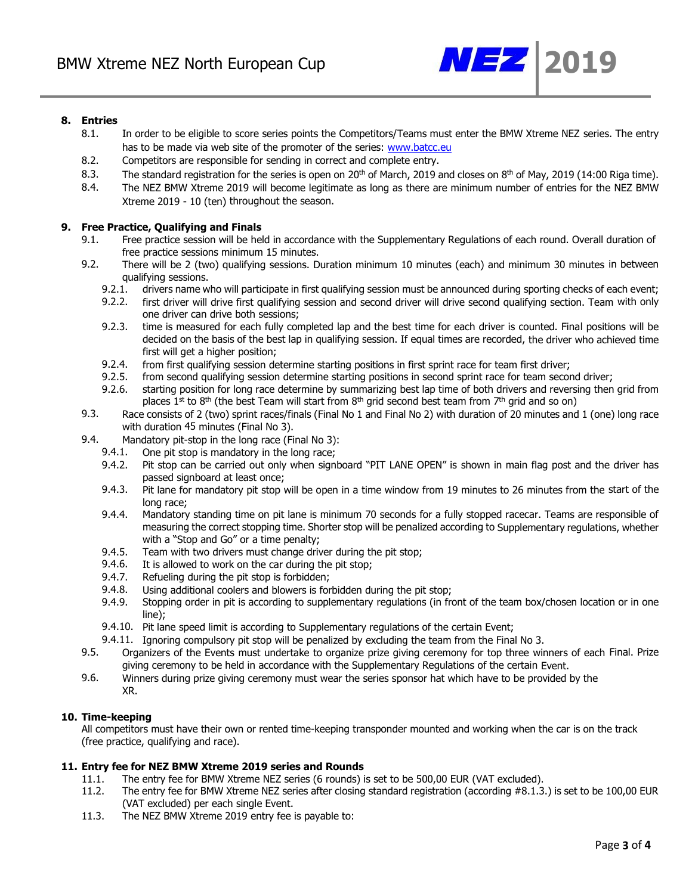## 8. Entries

8.1. In order to be eligible to score series points the Competitors/Teams must enter the BMW Xtreme NEZ series. The entry has to be made via web site of the promoter of the series: www.batcc.eu

8.2. Competitors are responsible for sending in correct and complete entry.

8.3. The standard registration for the series is open on 20th of March, 2019 and closes on 8th of May, 2019 (14:00 Riga time).

8.4. The NEZ BMW Xtreme 2019 will become legitimate as long as there are minimum number of entries for the NEZ BMW Xtreme 2019 - 10 (ten) throughout the season.

## 9. Free Practice, Qualifying and Finals

9.1. Free practice session will be held in accordance with the Supplementary Regulations of each round. Overall duration of free practice sessions minimum 15 minutes.

9.2. There will be 2 (two) qualifying sessions. Duration minimum 10 minutes (each) and minimum 30 minutes in between qualifying sessions.

- 9.2.1. drivers name who will participate in first qualifying session must be announced during sporting checks of each event;
- 9.2.2. first driver will drive first qualifying session and second driver will drive second qualifying section. Team with only one driver can drive both sessions;
- 9.2.3. time is measured for each fully completed lap and the best time for each driver is counted. Final positions will be decided on the basis of the best lap in qualifying session. If equal times are recorded, the driver who achieved time first will get a higher position;
- 9.2.4. from first qualifying session determine starting positions in first sprint race for team first driver;
- 9.2.5. from second qualifying session determine starting positions in second sprint race for team second driver;
- 9.2.6. starting position for long race determine by summarizing best lap time of both drivers and reversing then grid from places 1st to 8th (the best Team will start from 8th grid second best team from 7th grid and so on)

9.3. Race consists of 2 (two) sprint races/finals (Final No 1 and Final No 2) with duration of 20 minutes and 1 (one) long race with duration 45 minutes (Final No 3).

9.4. Mandatory pit-stop in the long race (Final No 3):

- 9.4.1. One pit stop is mandatory in the long race;
- 9.4.2. Pit stop can be carried out only when signboard "PIT LANE OPEN" is shown in main flag post and the driver has passed signboard at least once;
- 9.4.3. Pit lane for mandatory pit stop will be open in a time window from 19 minutes to 26 minutes from the start of the long race;
- 9.4.4. Mandatory standing time on pit lane is minimum 70 seconds for a fully stopped racecar. Teams are responsible of measuring the correct stopping time. Shorter stop will be penalized according to Supplementary regulations, whether with a "Stop and Go" or a time penalty;
- 9.4.5. Team with two drivers must change driver during the pit stop;
- 9.4.6. It is allowed to work on the car during the pit stop;
- 9.4.7. Refueling during the pit stop is forbidden;
- 9.4.8. Using additional coolers and blowers is forbidden during the pit stop;
- 9.4.9. Stopping order in pit is according to supplementary regulations (in front of the team box/chosen location or in one line);
- 9.4.10. Pit lane speed limit is according to Supplementary regulations of the certain Event;
- 9.4.11. Ignoring compulsory pit stop will be penalized by excluding the team from the Final No 3.

9.5. Organizers of the Events must undertake to organize prize giving ceremony for top three winners of each Final. Prize giving ceremony to be held in accordance with the Supplementary Regulations of the certain Event.

9.6. Winners during prize giving ceremony must wear the series sponsor hat which have to be provided by the XR.

## 10. Time-keeping

All competitors must have their own or rented time-keeping transponder mounted and working when the car is on the track (free practice, qualifying and race).

## 11. Entry fee for NEZ BMW Xtreme 2019 series and Rounds

11.1. The entry fee for BMW Xtreme NEZ series (6 rounds) is set to be 500,00 EUR (VAT excluded).

11.2. The entry fee for BMW Xtreme NEZ series after closing standard registration (according #8.1.3.) is set to be 100,00 EUR (VAT excluded) per each single Event.

11.3. The NEZ BMW Xtreme 2019 entry fee is payable to: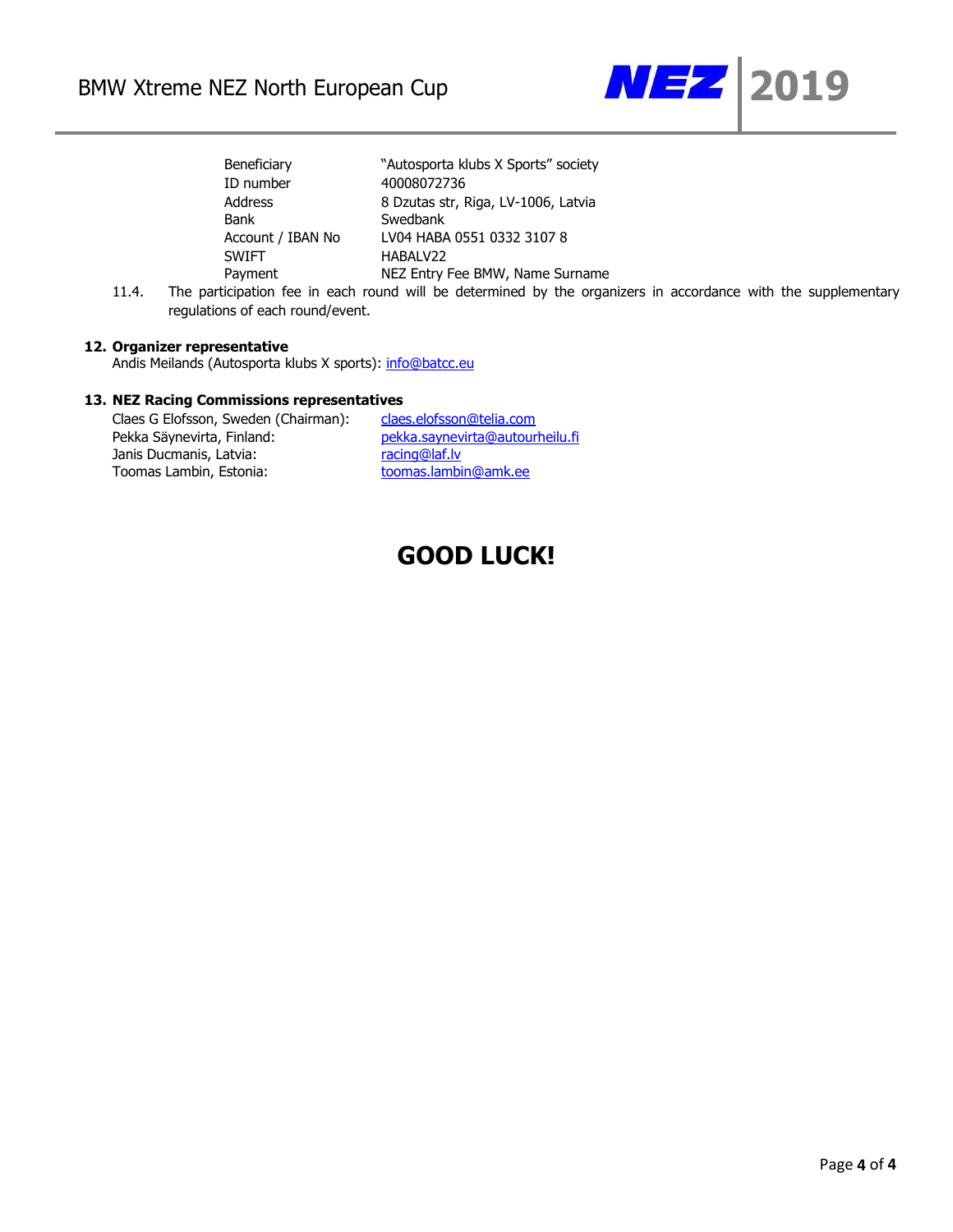| | |
|---|---|
| Beneficiary | "Autosporta klubs X Sports" society |
| ID number | 40008072736 |
| Address | 8 Dzutas str, Riga, LV-1006, Latvia |
| Bank | Swedbank |
| Account / IBAN No | LV04 HABA 0551 0332 3107 8 |
| SWIFT | HABALV22 |
| Payment | NEZ Entry Fee BMW, Name Surname |

11.4. The participation fee in each round will be determined by the organizers in accordance with the supplementary regulations of each round/event.

## 12. Organizer representative

Andis Meilands (Autosporta klubs X sports): info@batcc.eu

## 13. NEZ Racing Commissions representatives

| | |
|---|---|
| Claes G Elofsson, Sweden (Chairman): | claes.elofsson@telia.com |
| Pekka Säynevirta, Finland: | pekka.saynevirta@autourheilu.fi |
| Janis Ducmanis, Latvia: | racing@laf.lv |
| Toomas Lambin, Estonia: | toomas.lambin@amk.ee |

**GOOD LUCK!**